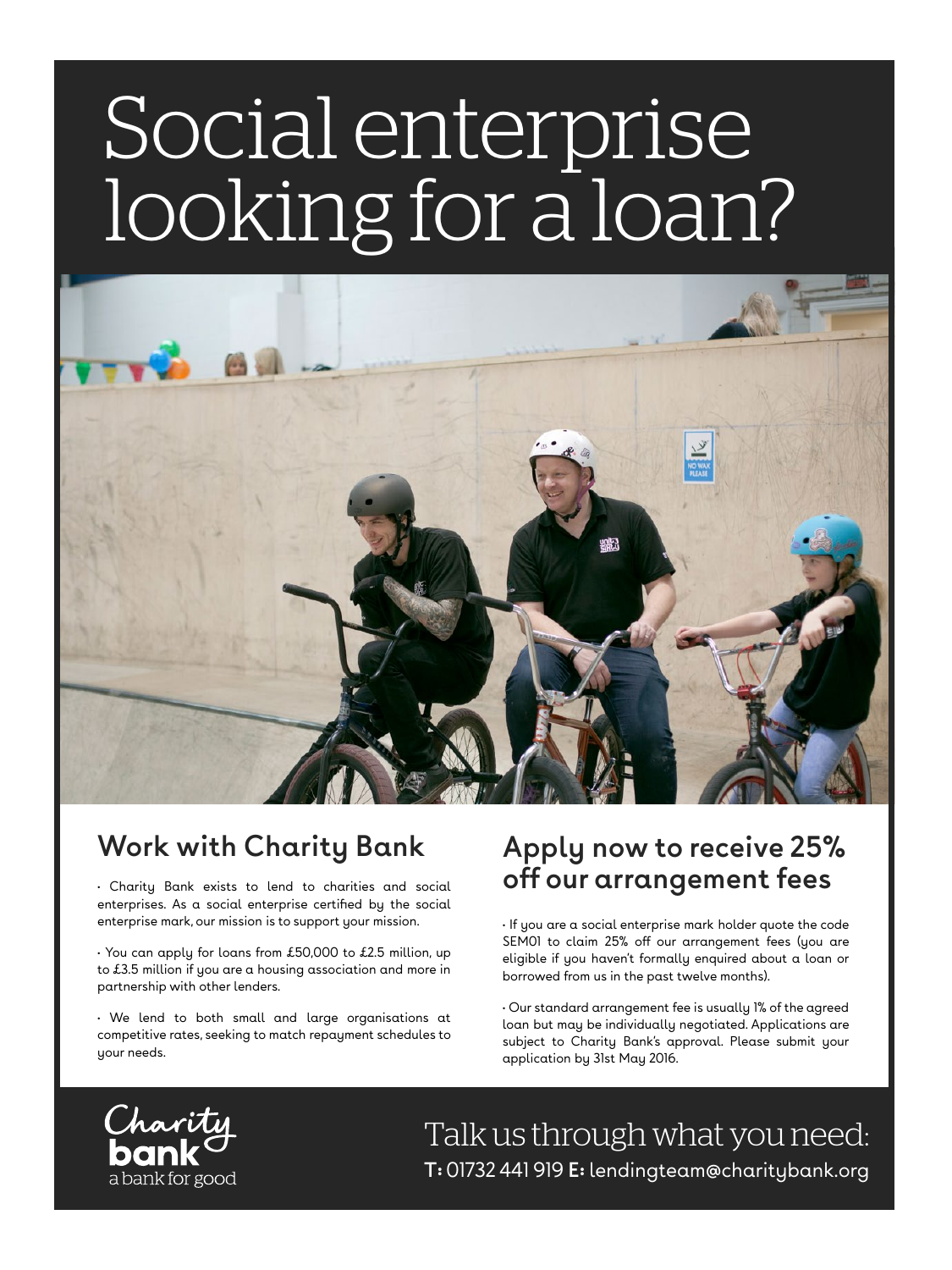# Social enterprise looking for a loan?

## Work with Charity Bank

- Charity Bank exists to lend to charities and social enterprises. As a social enterprise certified by the social enterprise mark, our mission is to support your mission.

- You can apply for loans from £50,000 to £2.5 million, up to £3.5 million if you are a housing association and more in partnership with other lenders.

- We lend to both small and large organisations at competitive rates, seeking to match repayment schedules to your needs.

## Apply now to receive 25% off our arrangement fees

- If you are a social enterprise mark holder quote the code SEM01 to claim 25% off our arrangement fees (you are eligible if you haven't formally enquired about a loan or borrowed from us in the past twelve months).

- Our standard arrangement fee is usually 1% of the agreed loan but may be individually negotiated. Applications are subject to Charity Bank's approval. Please submit your application by 31st May 2016.

Charity bank
a bank for good

Talk us through what you need:

**T:** 01732 441 919 **E:** lendingteam@charitybank.org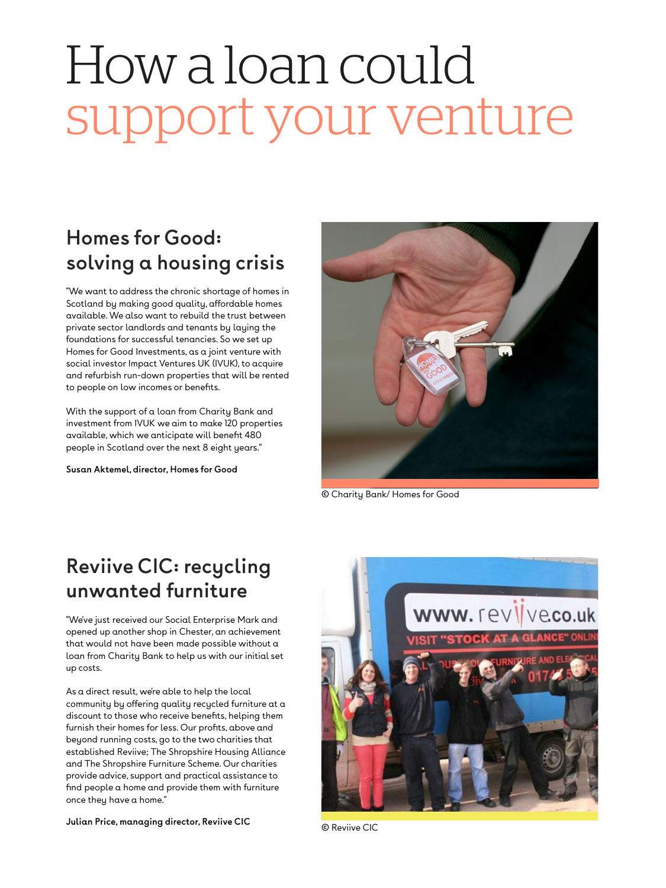# How a loan could support your venture

## Homes for Good: solving a housing crisis

"We want to address the chronic shortage of homes in Scotland by making good quality, affordable homes available. We also want to rebuild the trust between private sector landlords and tenants by laying the foundations for successful tenancies. So we set up Homes for Good Investments, as a joint venture with social investor Impact Ventures UK (IVUK), to acquire and refurbish run-down properties that will be rented to people on low incomes or benefits.

With the support of a loan from Charity Bank and investment from IVUK we aim to make 120 properties available, which we anticipate will benefit 480 people in Scotland over the next 8 eight years."

**Susan Aktemel, director, Homes for Good**

© Charity Bank/ Homes for Good

## Reviive CIC: recycling unwanted furniture

"We've just received our Social Enterprise Mark and opened up another shop in Chester, an achievement that would not have been made possible without a loan from Charity Bank to help us with our initial set up costs.

As a direct result, we're able to help the local community by offering quality recycled furniture at a discount to those who receive benefits, helping them furnish their homes for less. Our profits, above and beyond running costs, go to the two charities that established Reviive; The Shropshire Housing Alliance and The Shropshire Furniture Scheme. Our charities provide advice, support and practical assistance to find people a home and provide them with furniture once they have a home."

**Julian Price, managing director, Reviive CIC**

© Reviive CIC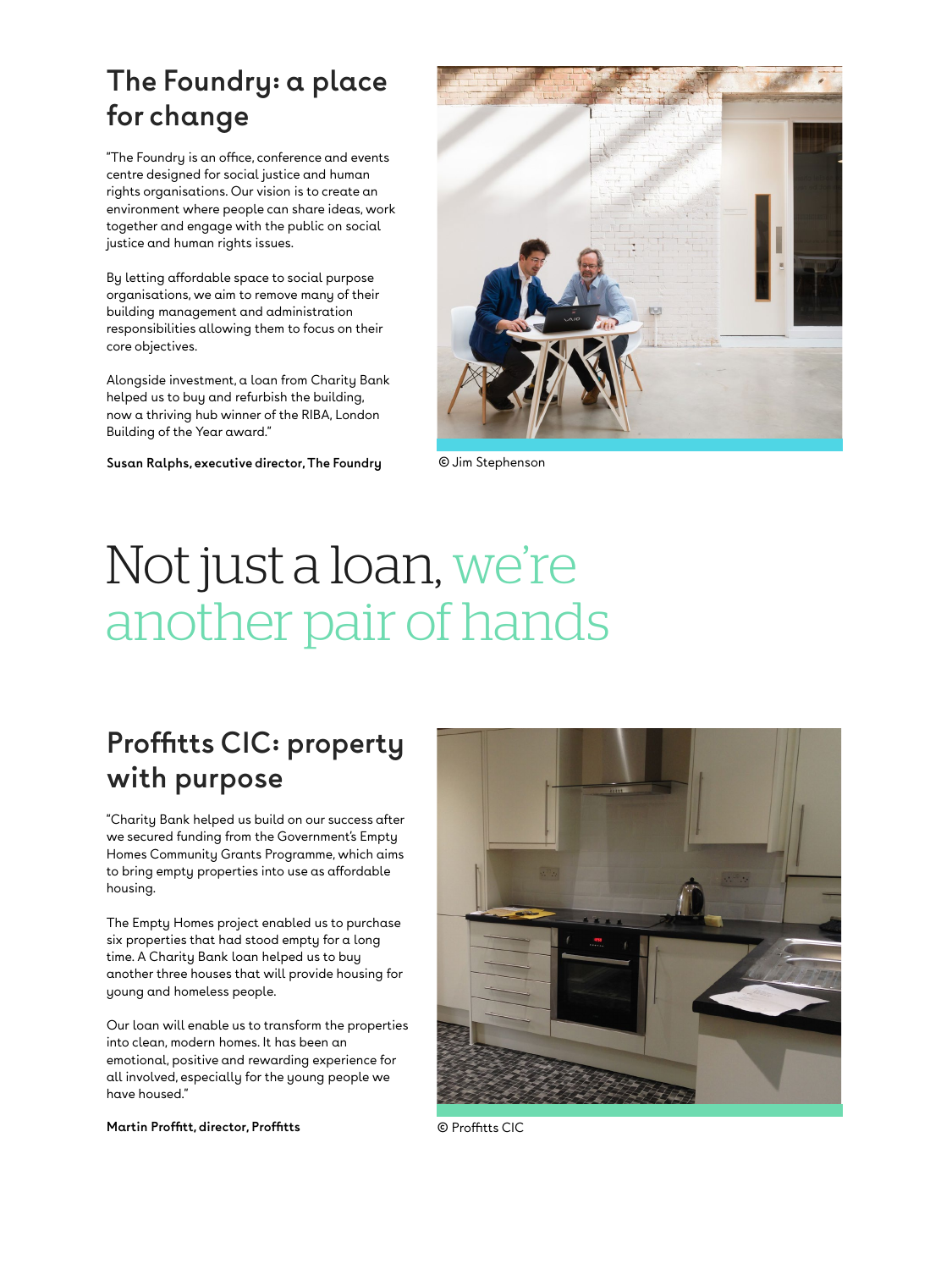## The Foundry: a place for change

"The Foundry is an office, conference and events centre designed for social justice and human rights organisations. Our vision is to create an environment where people can share ideas, work together and engage with the public on social justice and human rights issues.

By letting affordable space to social purpose organisations, we aim to remove many of their building management and administration responsibilities allowing them to focus on their core objectives.

Alongside investment, a loan from Charity Bank helped us to buy and refurbish the building, now a thriving hub winner of the RIBA, London Building of the Year award."

**Susan Ralphs, executive director, The Foundry**

© Jim Stephenson

# Not just a loan, we're another pair of hands

## Proffitts CIC: property with purpose

"Charity Bank helped us build on our success after we secured funding from the Government's Empty Homes Community Grants Programme, which aims to bring empty properties into use as affordable housing.

The Empty Homes project enabled us to purchase six properties that had stood empty for a long time. A Charity Bank loan helped us to buy another three houses that will provide housing for young and homeless people.

Our loan will enable us to transform the properties into clean, modern homes. It has been an emotional, positive and rewarding experience for all involved, especially for the young people we have housed."

**Martin Proffitt, director, Proffitts**

© Proffitts CIC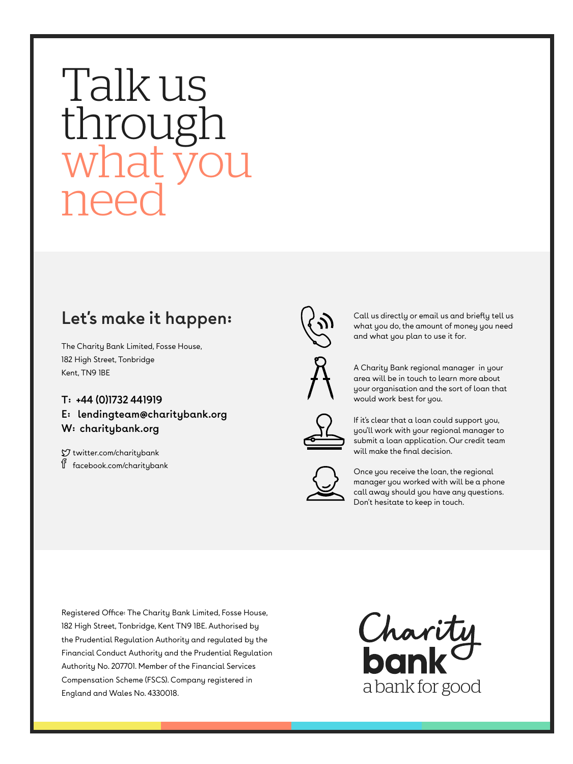# Talk us through what you need

## Let's make it happen:

The Charity Bank Limited, Fosse House,
182 High Street, Tonbridge
Kent, TN9 1BE

**T: +44 (0)1732 441919**
**E: lendingteam@charitybank.org**
**W: charitybank.org**

twitter.com/charitybank
facebook.com/charitybank

Call us directly or email us and briefly tell us what you do, the amount of money you need and what you plan to use it for.

A Charity Bank regional manager in your area will be in touch to learn more about your organisation and the sort of loan that would work best for you.

If it's clear that a loan could support you, you'll work with your regional manager to submit a loan application. Our credit team will make the final decision.

Once you receive the loan, the regional manager you worked with will be a phone call away should you have any questions. Don't hesitate to keep in touch.

Registered Office: The Charity Bank Limited, Fosse House, 182 High Street, Tonbridge, Kent TN9 1BE. Authorised by the Prudential Regulation Authority and regulated by the Financial Conduct Authority and the Prudential Regulation Authority No. 207701. Member of the Financial Services Compensation Scheme (FSCS). Company registered in England and Wales No. 4330018.

Charity bank
a bank for good